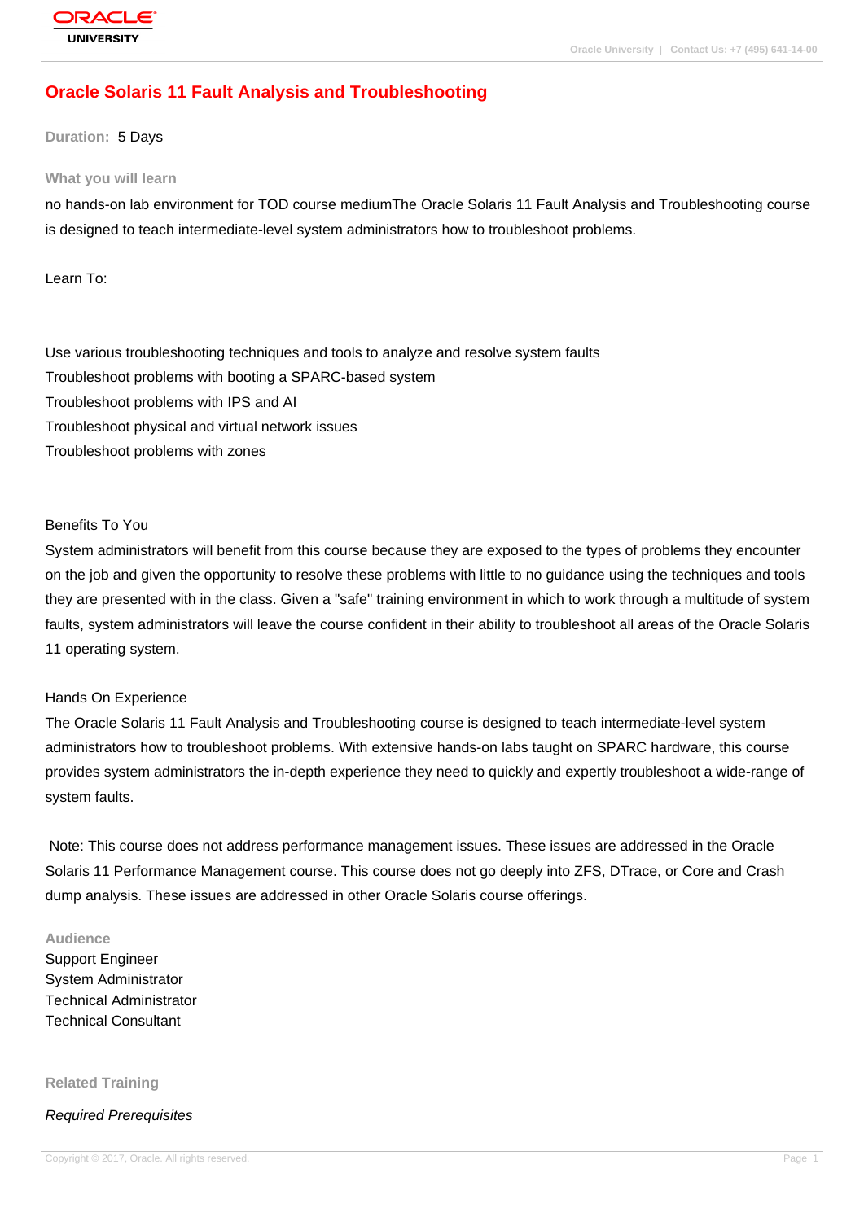# Oracle Solaris 11 Fault Analysis and Troubleshooting

**Duration:** 5 Days

### What you will learn

no hands-on lab environment for TOD course mediumThe Oracle Solaris 11 Fault Analysis and Troubleshooting course is designed to teach intermediate-level system administrators how to troubleshoot problems.

Learn To:

Use various troubleshooting techniques and tools to analyze and resolve system faults
Troubleshoot problems with booting a SPARC-based system
Troubleshoot problems with IPS and AI
Troubleshoot physical and virtual network issues
Troubleshoot problems with zones

Benefits To You

System administrators will benefit from this course because they are exposed to the types of problems they encounter on the job and given the opportunity to resolve these problems with little to no guidance using the techniques and tools they are presented with in the class. Given a "safe" training environment in which to work through a multitude of system faults, system administrators will leave the course confident in their ability to troubleshoot all areas of the Oracle Solaris 11 operating system.

Hands On Experience

The Oracle Solaris 11 Fault Analysis and Troubleshooting course is designed to teach intermediate-level system administrators how to troubleshoot problems. With extensive hands-on labs taught on SPARC hardware, this course provides system administrators the in-depth experience they need to quickly and expertly troubleshoot a wide-range of system faults.

Note: This course does not address performance management issues. These issues are addressed in the Oracle Solaris 11 Performance Management course. This course does not go deeply into ZFS, DTrace, or Core and Crash dump analysis. These issues are addressed in other Oracle Solaris course offerings.

### Audience

Support Engineer
System Administrator
Technical Administrator
Technical Consultant

### Related Training

*Required Prerequisites*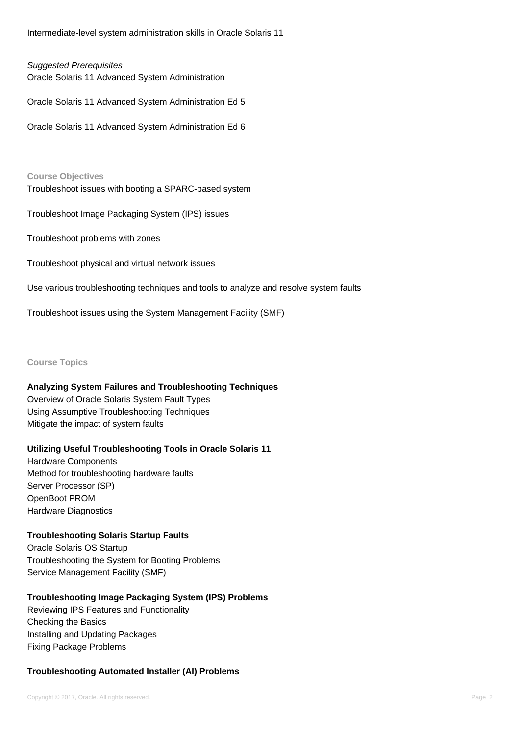Intermediate-level system administration skills in Oracle Solaris 11

*Suggested Prerequisites*

Oracle Solaris 11 Advanced System Administration

Oracle Solaris 11 Advanced System Administration Ed 5

Oracle Solaris 11 Advanced System Administration Ed 6

## Course Objectives

Troubleshoot issues with booting a SPARC-based system

Troubleshoot Image Packaging System (IPS) issues

Troubleshoot problems with zones

Troubleshoot physical and virtual network issues

Use various troubleshooting techniques and tools to analyze and resolve system faults

Troubleshoot issues using the System Management Facility (SMF)

## Course Topics

### Analyzing System Failures and Troubleshooting Techniques

Overview of Oracle Solaris System Fault Types
Using Assumptive Troubleshooting Techniques
Mitigate the impact of system faults

### Utilizing Useful Troubleshooting Tools in Oracle Solaris 11

Hardware Components
Method for troubleshooting hardware faults
Server Processor (SP)
OpenBoot PROM
Hardware Diagnostics

### Troubleshooting Solaris Startup Faults

Oracle Solaris OS Startup
Troubleshooting the System for Booting Problems
Service Management Facility (SMF)

### Troubleshooting Image Packaging System (IPS) Problems

Reviewing IPS Features and Functionality
Checking the Basics
Installing and Updating Packages
Fixing Package Problems

### Troubleshooting Automated Installer (AI) Problems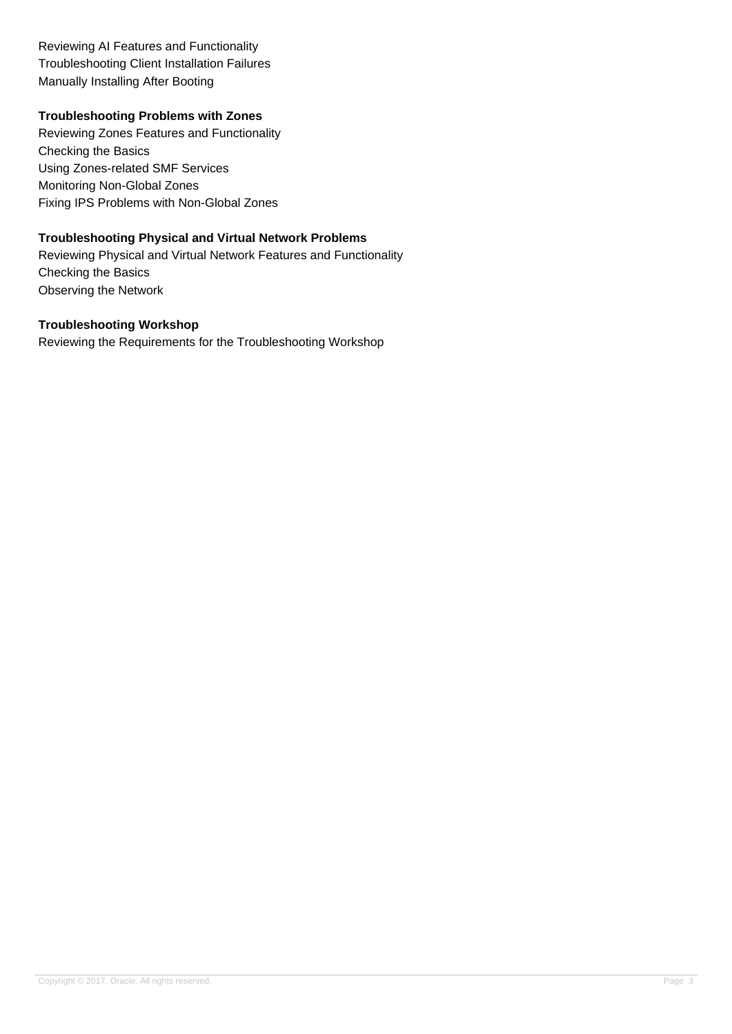Reviewing AI Features and Functionality
Troubleshooting Client Installation Failures
Manually Installing After Booting

**Troubleshooting Problems with Zones**
Reviewing Zones Features and Functionality
Checking the Basics
Using Zones-related SMF Services
Monitoring Non-Global Zones
Fixing IPS Problems with Non-Global Zones

**Troubleshooting Physical and Virtual Network Problems**
Reviewing Physical and Virtual Network Features and Functionality
Checking the Basics
Observing the Network

**Troubleshooting Workshop**
Reviewing the Requirements for the Troubleshooting Workshop